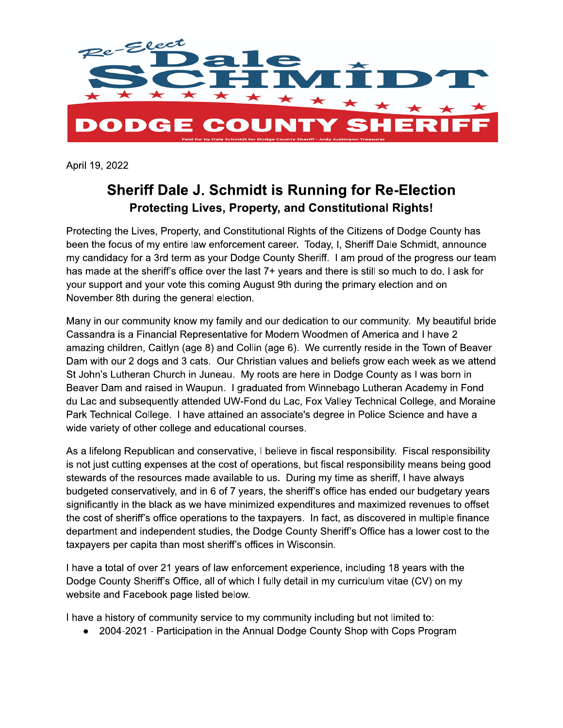Re-Elect Dale SCHMIDT

DODGE COUNTY SHERIFF

Paid for by Dale Schmidt for Dodge County Sheriff - Jody Justmann Treasurer

April 19, 2022

# Sheriff Dale J. Schmidt is Running for Re-Election

## Protecting Lives, Property, and Constitutional Rights!

Protecting the Lives, Property, and Constitutional Rights of the Citizens of Dodge County has been the focus of my entire law enforcement career. Today, I, Sheriff Dale Schmidt, announce my candidacy for a 3rd term as your Dodge County Sheriff. I am proud of the progress our team has made at the sheriff's office over the last 7+ years and there is still so much to do. I ask for your support and your vote this coming August 9th during the primary election and on November 8th during the general election.

Many in our community know my family and our dedication to our community. My beautiful bride Cassandra is a Financial Representative for Modern Woodmen of America and I have 2 amazing children, Caitlyn (age 8) and Collin (age 6). We currently reside in the Town of Beaver Dam with our 2 dogs and 3 cats. Our Christian values and beliefs grow each week as we attend St John's Lutheran Church in Juneau. My roots are here in Dodge County as I was born in Beaver Dam and raised in Waupun. I graduated from Winnebago Lutheran Academy in Fond du Lac and subsequently attended UW-Fond du Lac, Fox Valley Technical College, and Moraine Park Technical College. I have attained an associate's degree in Police Science and have a wide variety of other college and educational courses.

As a lifelong Republican and conservative, I believe in fiscal responsibility. Fiscal responsibility is not just cutting expenses at the cost of operations, but fiscal responsibility means being good stewards of the resources made available to us. During my time as sheriff, I have always budgeted conservatively, and in 6 of 7 years, the sheriff's office has ended our budgetary years significantly in the black as we have minimized expenditures and maximized revenues to offset the cost of sheriff's office operations to the taxpayers. In fact, as discovered in multiple finance department and independent studies, the Dodge County Sheriff's Office has a lower cost to the taxpayers per capita than most sheriff's offices in Wisconsin.

I have a total of over 21 years of law enforcement experience, including 18 years with the Dodge County Sheriff's Office, all of which I fully detail in my curriculum vitae (CV) on my website and Facebook page listed below.

I have a history of community service to my community including but not limited to:

- 2004-2021 - Participation in the Annual Dodge County Shop with Cops Program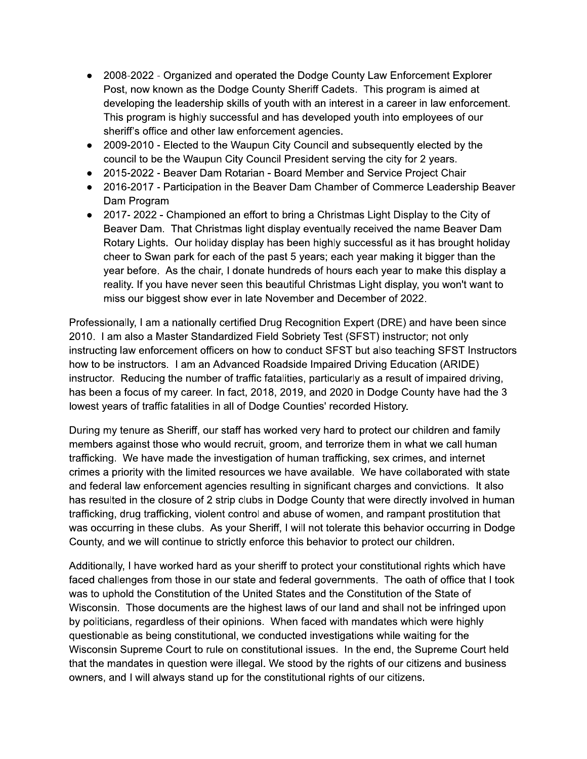- 2008-2022 - Organized and operated the Dodge County Law Enforcement Explorer Post, now known as the Dodge County Sheriff Cadets. This program is aimed at developing the leadership skills of youth with an interest in a career in law enforcement. This program is highly successful and has developed youth into employees of our sheriff's office and other law enforcement agencies.
- 2009-2010 - Elected to the Waupun City Council and subsequently elected by the council to be the Waupun City Council President serving the city for 2 years.
- 2015-2022 - Beaver Dam Rotarian - Board Member and Service Project Chair
- 2016-2017 - Participation in the Beaver Dam Chamber of Commerce Leadership Beaver Dam Program
- 2017- 2022 - Championed an effort to bring a Christmas Light Display to the City of Beaver Dam. That Christmas light display eventually received the name Beaver Dam Rotary Lights. Our holiday display has been highly successful as it has brought holiday cheer to Swan park for each of the past 5 years; each year making it bigger than the year before. As the chair, I donate hundreds of hours each year to make this display a reality. If you have never seen this beautiful Christmas Light display, you won't want to miss our biggest show ever in late November and December of 2022.

Professionally, I am a nationally certified Drug Recognition Expert (DRE) and have been since 2010. I am also a Master Standardized Field Sobriety Test (SFST) instructor; not only instructing law enforcement officers on how to conduct SFST but also teaching SFST Instructors how to be instructors. I am an Advanced Roadside Impaired Driving Education (ARIDE) instructor. Reducing the number of traffic fatalities, particularly as a result of impaired driving, has been a focus of my career. In fact, 2018, 2019, and 2020 in Dodge County have had the 3 lowest years of traffic fatalities in all of Dodge Counties' recorded History.

During my tenure as Sheriff, our staff has worked very hard to protect our children and family members against those who would recruit, groom, and terrorize them in what we call human trafficking. We have made the investigation of human trafficking, sex crimes, and internet crimes a priority with the limited resources we have available. We have collaborated with state and federal law enforcement agencies resulting in significant charges and convictions. It also has resulted in the closure of 2 strip clubs in Dodge County that were directly involved in human trafficking, drug trafficking, violent control and abuse of women, and rampant prostitution that was occurring in these clubs. As your Sheriff, I will not tolerate this behavior occurring in Dodge County, and we will continue to strictly enforce this behavior to protect our children.

Additionally, I have worked hard as your sheriff to protect your constitutional rights which have faced challenges from those in our state and federal governments. The oath of office that I took was to uphold the Constitution of the United States and the Constitution of the State of Wisconsin. Those documents are the highest laws of our land and shall not be infringed upon by politicians, regardless of their opinions. When faced with mandates which were highly questionable as being constitutional, we conducted investigations while waiting for the Wisconsin Supreme Court to rule on constitutional issues. In the end, the Supreme Court held that the mandates in question were illegal. We stood by the rights of our citizens and business owners, and I will always stand up for the constitutional rights of our citizens.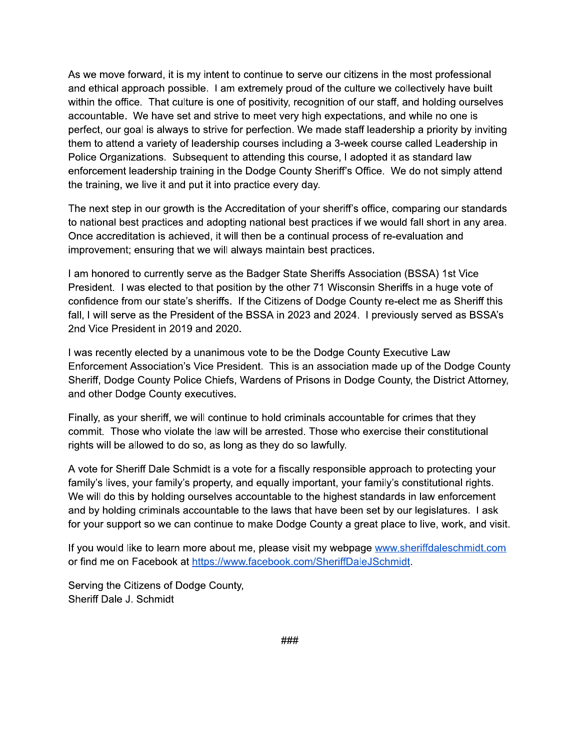As we move forward, it is my intent to continue to serve our citizens in the most professional and ethical approach possible. I am extremely proud of the culture we collectively have built within the office. That culture is one of positivity, recognition of our staff, and holding ourselves accountable. We have set and strive to meet very high expectations, and while no one is perfect, our goal is always to strive for perfection. We made staff leadership a priority by inviting them to attend a variety of leadership courses including a 3-week course called Leadership in Police Organizations. Subsequent to attending this course, I adopted it as standard law enforcement leadership training in the Dodge County Sheriff's Office. We do not simply attend the training, we live it and put it into practice every day.

The next step in our growth is the Accreditation of your sheriff's office, comparing our standards to national best practices and adopting national best practices if we would fall short in any area. Once accreditation is achieved, it will then be a continual process of re-evaluation and improvement; ensuring that we will always maintain best practices.

I am honored to currently serve as the Badger State Sheriffs Association (BSSA) 1st Vice President. I was elected to that position by the other 71 Wisconsin Sheriffs in a huge vote of confidence from our state's sheriffs. If the Citizens of Dodge County re-elect me as Sheriff this fall, I will serve as the President of the BSSA in 2023 and 2024. I previously served as BSSA's 2nd Vice President in 2019 and 2020.

I was recently elected by a unanimous vote to be the Dodge County Executive Law Enforcement Association's Vice President. This is an association made up of the Dodge County Sheriff, Dodge County Police Chiefs, Wardens of Prisons in Dodge County, the District Attorney, and other Dodge County executives.

Finally, as your sheriff, we will continue to hold criminals accountable for crimes that they commit. Those who violate the law will be arrested. Those who exercise their constitutional rights will be allowed to do so, as long as they do so lawfully.

A vote for Sheriff Dale Schmidt is a vote for a fiscally responsible approach to protecting your family's lives, your family's property, and equally important, your family's constitutional rights. We will do this by holding ourselves accountable to the highest standards in law enforcement and by holding criminals accountable to the laws that have been set by our legislatures. I ask for your support so we can continue to make Dodge County a great place to live, work, and visit.

If you would like to learn more about me, please visit my webpage [www.sheriffdaleschmidt.com](http://www.sheriffdaleschmidt.com) or find me on Facebook at [https://www.facebook.com/SheriffDaleJSchmidt](https://www.facebook.com/SheriffDaleJSchmidt).

Serving the Citizens of Dodge County,
Sheriff Dale J. Schmidt

###